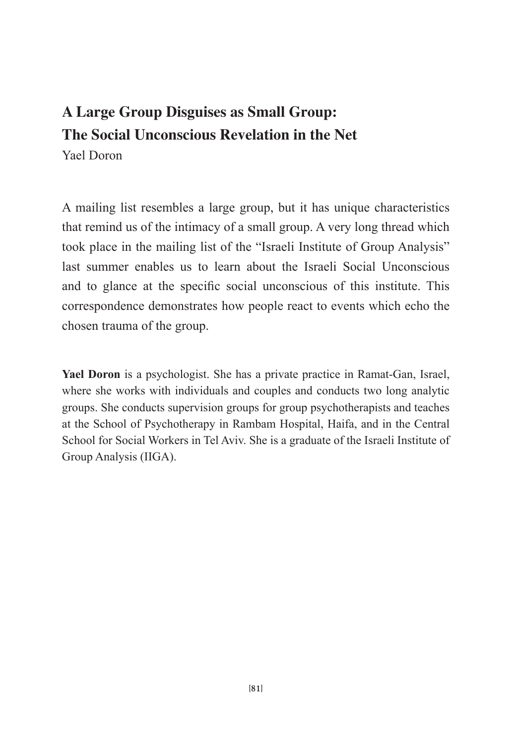# A Large Group Disguises as Small Group: The Social Unconscious Revelation in the Net

Yael Doron

A mailing list resembles a large group, but it has unique characteristics that remind us of the intimacy of a small group. A very long thread which took place in the mailing list of the "Israeli Institute of Group Analysis" last summer enables us to learn about the Israeli Social Unconscious and to glance at the specific social unconscious of this institute. This correspondence demonstrates how people react to events which echo the chosen trauma of the group.

**Yael Doron** is a psychologist. She has a private practice in Ramat-Gan, Israel, where she works with individuals and couples and conducts two long analytic groups. She conducts supervision groups for group psychotherapists and teaches at the School of Psychotherapy in Rambam Hospital, Haifa, and in the Central School for Social Workers in Tel Aviv. She is a graduate of the Israeli Institute of Group Analysis (IIGA).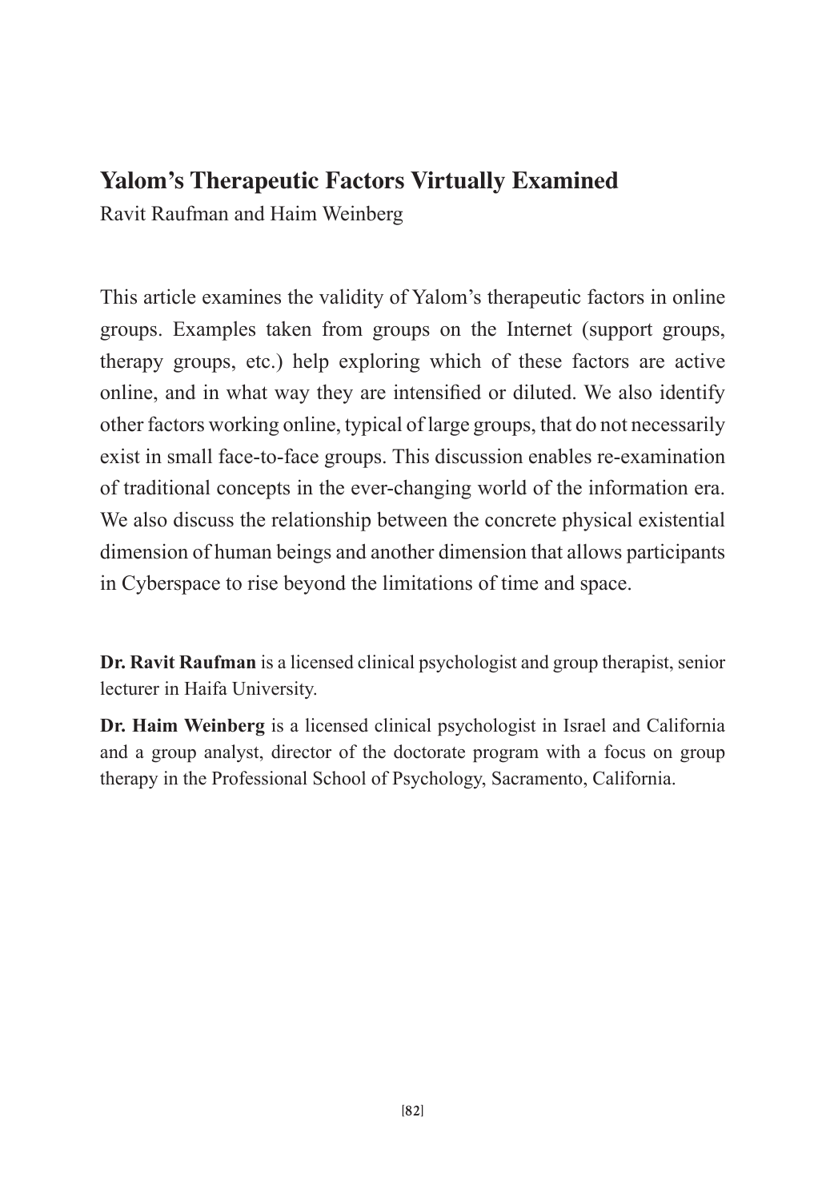# Yalom's Therapeutic Factors Virtually Examined

Ravit Raufman and Haim Weinberg

This article examines the validity of Yalom's therapeutic factors in online groups. Examples taken from groups on the Internet (support groups, therapy groups, etc.) help exploring which of these factors are active online, and in what way they are intensified or diluted. We also identify other factors working online, typical of large groups, that do not necessarily exist in small face-to-face groups. This discussion enables re-examination of traditional concepts in the ever-changing world of the information era. We also discuss the relationship between the concrete physical existential dimension of human beings and another dimension that allows participants in Cyberspace to rise beyond the limitations of time and space.

**Dr. Ravit Raufman** is a licensed clinical psychologist and group therapist, senior lecturer in Haifa University.

**Dr. Haim Weinberg** is a licensed clinical psychologist in Israel and California and a group analyst, director of the doctorate program with a focus on group therapy in the Professional School of Psychology, Sacramento, California.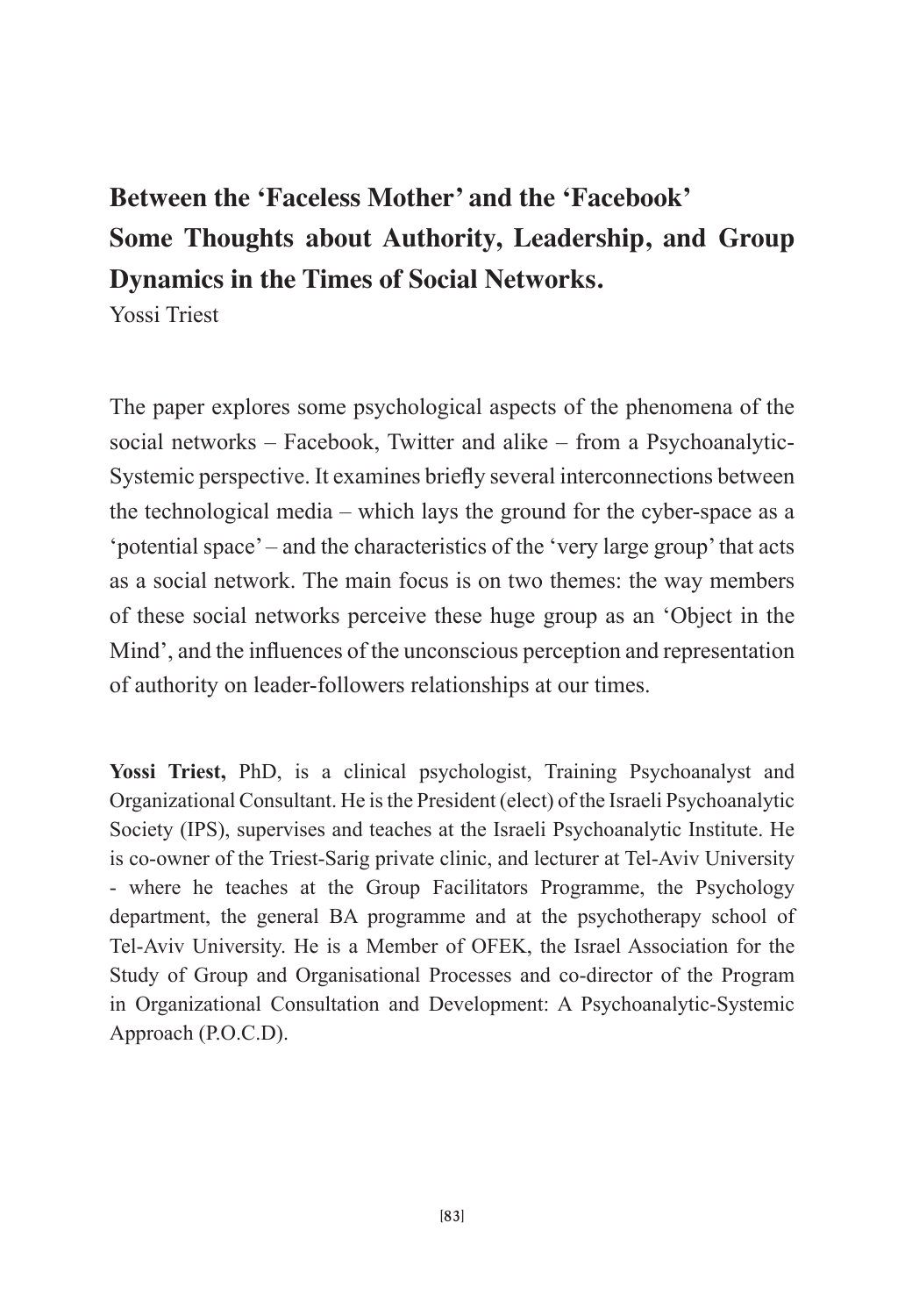# Between the 'Faceless Mother' and the 'Facebook' Some Thoughts about Authority, Leadership, and Group Dynamics in the Times of Social Networks.

Yossi Triest

The paper explores some psychological aspects of the phenomena of the social networks – Facebook, Twitter and alike – from a Psychoanalytic-Systemic perspective. It examines briefly several interconnections between the technological media – which lays the ground for the cyber-space as a 'potential space' – and the characteristics of the 'very large group' that acts as a social network. The main focus is on two themes: the way members of these social networks perceive these huge group as an 'Object in the Mind', and the influences of the unconscious perception and representation of authority on leader-followers relationships at our times.

**Yossi Triest,** PhD, is a clinical psychologist, Training Psychoanalyst and Organizational Consultant. He is the President (elect) of the Israeli Psychoanalytic Society (IPS), supervises and teaches at the Israeli Psychoanalytic Institute. He is co-owner of the Triest-Sarig private clinic, and lecturer at Tel-Aviv University - where he teaches at the Group Facilitators Programme, the Psychology department, the general BA programme and at the psychotherapy school of Tel-Aviv University. He is a Member of OFEK, the Israel Association for the Study of Group and Organisational Processes and co-director of the Program in Organizational Consultation and Development: A Psychoanalytic-Systemic Approach (P.O.C.D).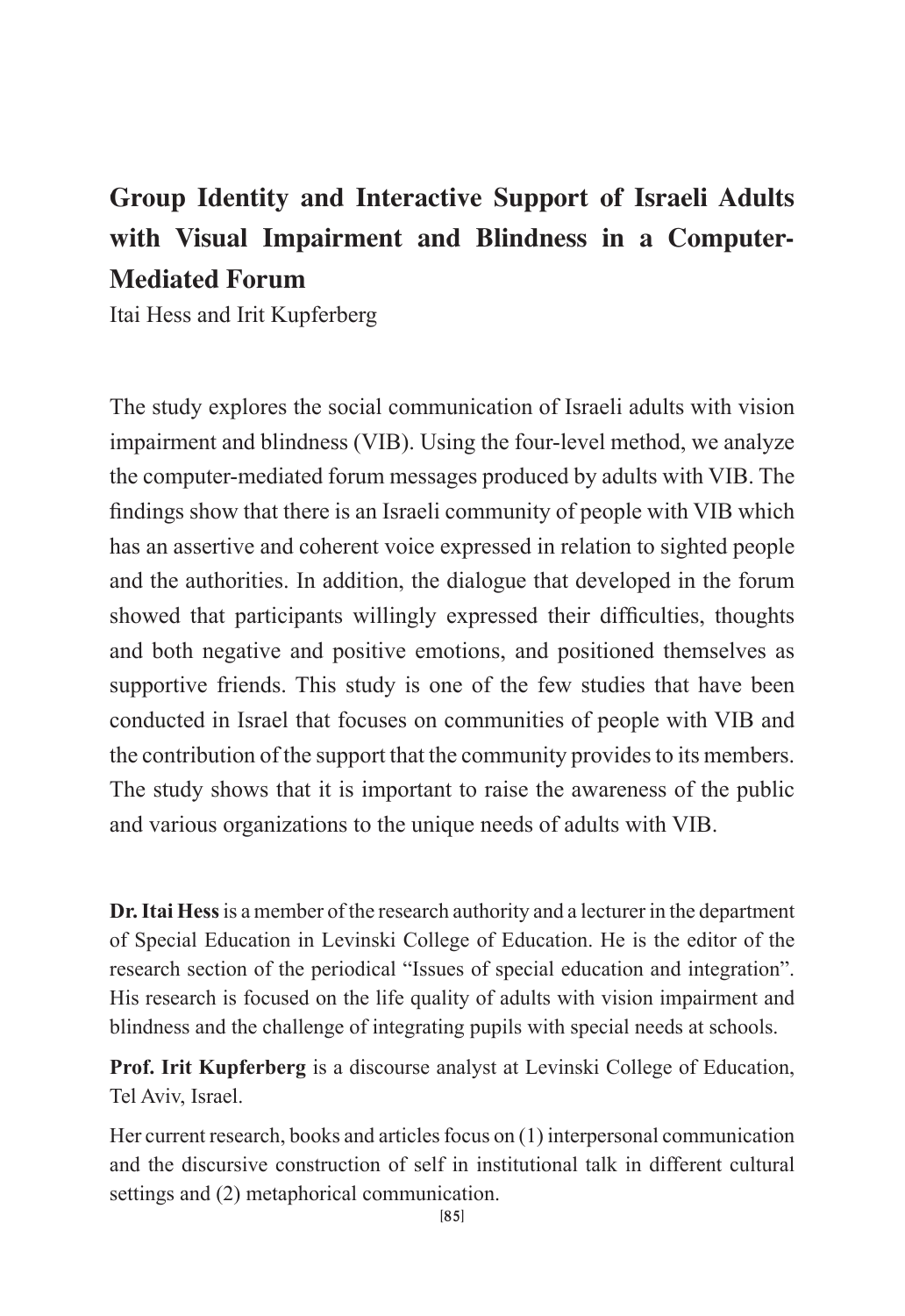# Group Identity and Interactive Support of Israeli Adults with Visual Impairment and Blindness in a Computer-Mediated Forum

Itai Hess and Irit Kupferberg

The study explores the social communication of Israeli adults with vision impairment and blindness (VIB). Using the four-level method, we analyze the computer-mediated forum messages produced by adults with VIB. The findings show that there is an Israeli community of people with VIB which has an assertive and coherent voice expressed in relation to sighted people and the authorities. In addition, the dialogue that developed in the forum showed that participants willingly expressed their difficulties, thoughts and both negative and positive emotions, and positioned themselves as supportive friends. This study is one of the few studies that have been conducted in Israel that focuses on communities of people with VIB and the contribution of the support that the community provides to its members. The study shows that it is important to raise the awareness of the public and various organizations to the unique needs of adults with VIB.

**Dr. Itai Hess** is a member of the research authority and a lecturer in the department of Special Education in Levinski College of Education. He is the editor of the research section of the periodical "Issues of special education and integration". His research is focused on the life quality of adults with vision impairment and blindness and the challenge of integrating pupils with special needs at schools.

**Prof. Irit Kupferberg** is a discourse analyst at Levinski College of Education, Tel Aviv, Israel.

Her current research, books and articles focus on (1) interpersonal communication and the discursive construction of self in institutional talk in different cultural settings and (2) metaphorical communication.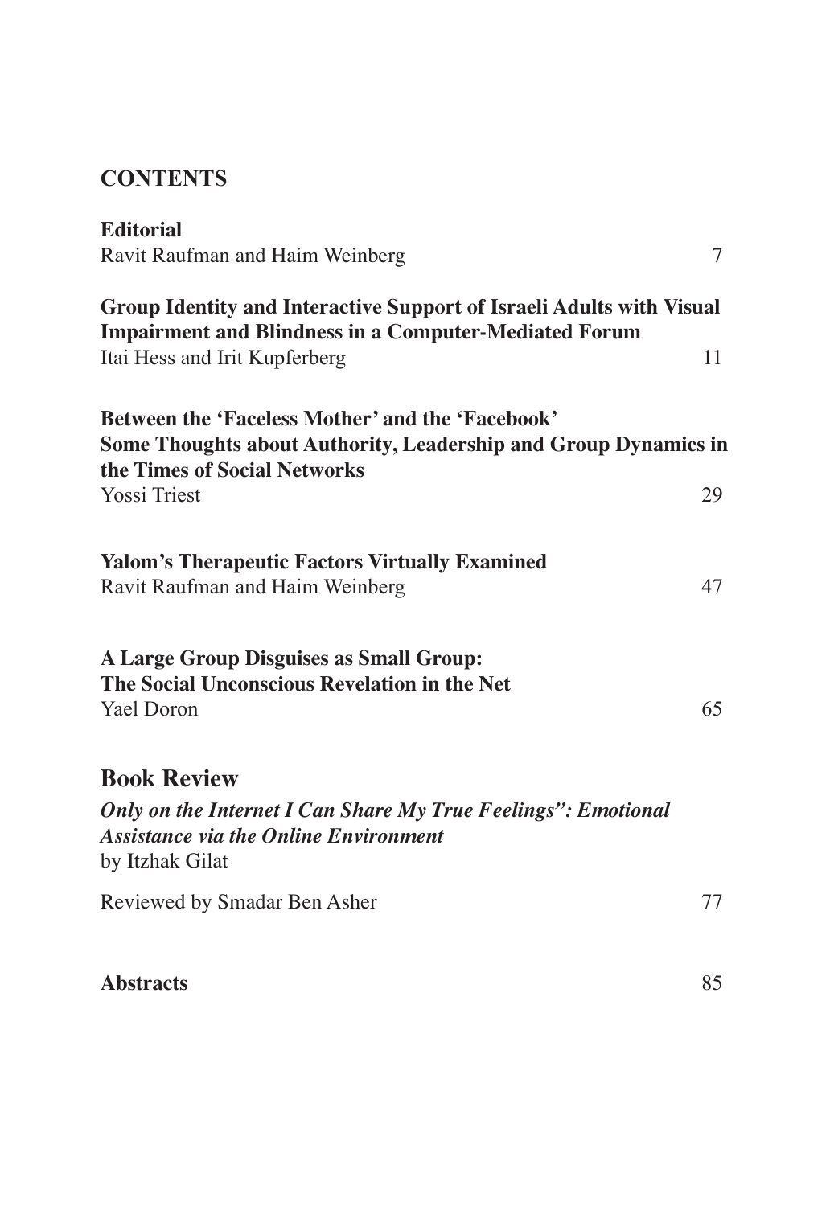## CONTENTS

**Editorial**
Ravit Raufman and Haim Weinberg 7

**Group Identity and Interactive Support of Israeli Adults with Visual Impairment and Blindness in a Computer-Mediated Forum**
Itai Hess and Irit Kupferberg 11

**Between the 'Faceless Mother' and the 'Facebook' Some Thoughts about Authority, Leadership and Group Dynamics in the Times of Social Networks**
Yossi Triest 29

**Yalom's Therapeutic Factors Virtually Examined**
Ravit Raufman and Haim Weinberg 47

**A Large Group Disguises as Small Group: The Social Unconscious Revelation in the Net**
Yael Doron 65

## Book Review

***Only on the Internet I Can Share My True Feelings": Emotional Assistance via the Online Environment***
by Itzhak Gilat

Reviewed by Smadar Ben Asher 77

**Abstracts** 85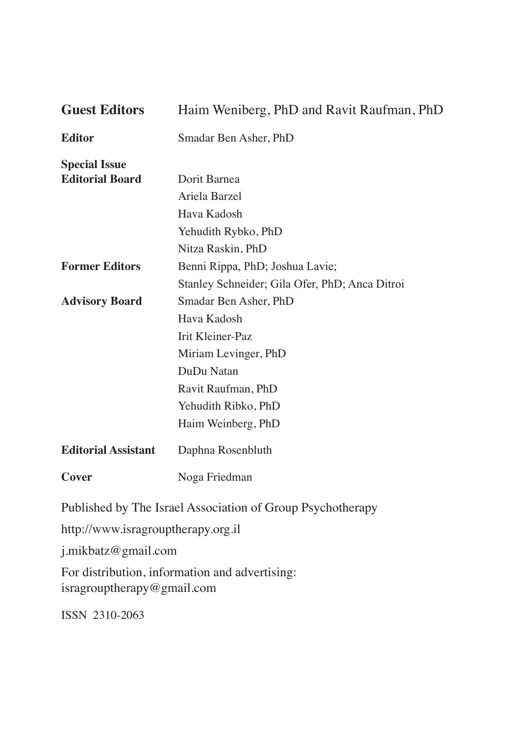**Guest Editors** Haim Weniberg, PhD and Ravit Raufman, PhD

**Editor** Smadar Ben Asher, PhD

**Special Issue Editorial Board**
Dorit Barnea
Ariela Barzel
Hava Kadosh
Yehudith Rybko, PhD
Nitza Raskin, PhD

**Former Editors**
Benni Rippa, PhD; Joshua Lavie;
Stanley Schneider; Gila Ofer, PhD; Anca Ditroi

**Advisory Board**
Smadar Ben Asher, PhD
Hava Kadosh
Irit Kleiner-Paz
Miriam Levinger, PhD
DuDu Natan
Ravit Raufman, PhD
Yehudith Ribko, PhD
Haim Weinberg, PhD

**Editorial Assistant** Daphna Rosenbluth

**Cover** Noga Friedman

Published by The Israel Association of Group Psychotherapy

http://www.isragrouptherapy.org.il

j.mikbatz@gmail.com

For distribution, information and advertising:
isragrouptherapy@gmail.com

ISSN 2310-2063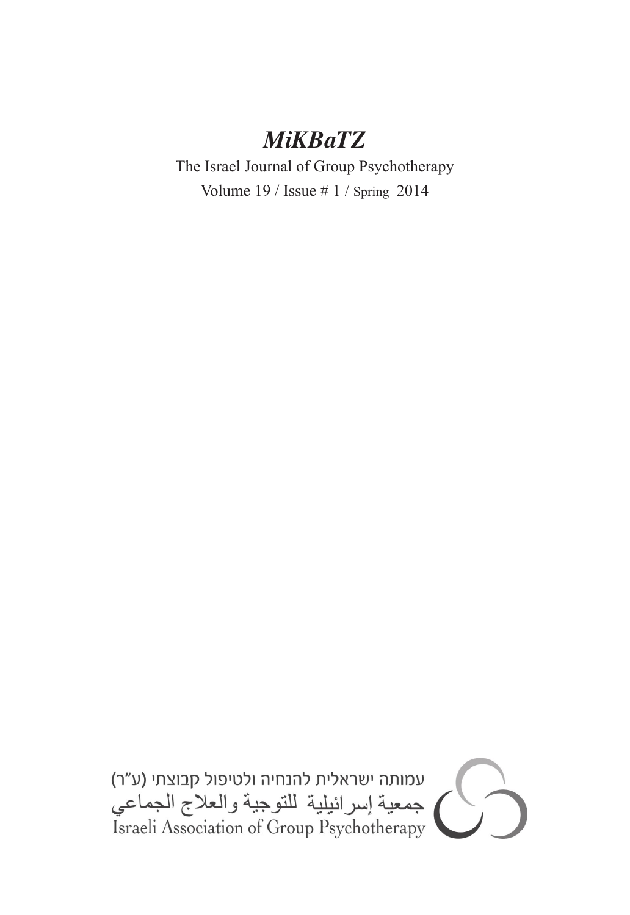# *MiKBaTZ*

The Israel Journal of Group Psychotherapy

Volume 19 / Issue # 1 / Spring 2014

עמותה ישראלית להנחיה ולטיפול קבוצתי (ע"ר)

جمعية إسرائيلية للتوجية والعلاج الجماعي

Israeli Association of Group Psychotherapy